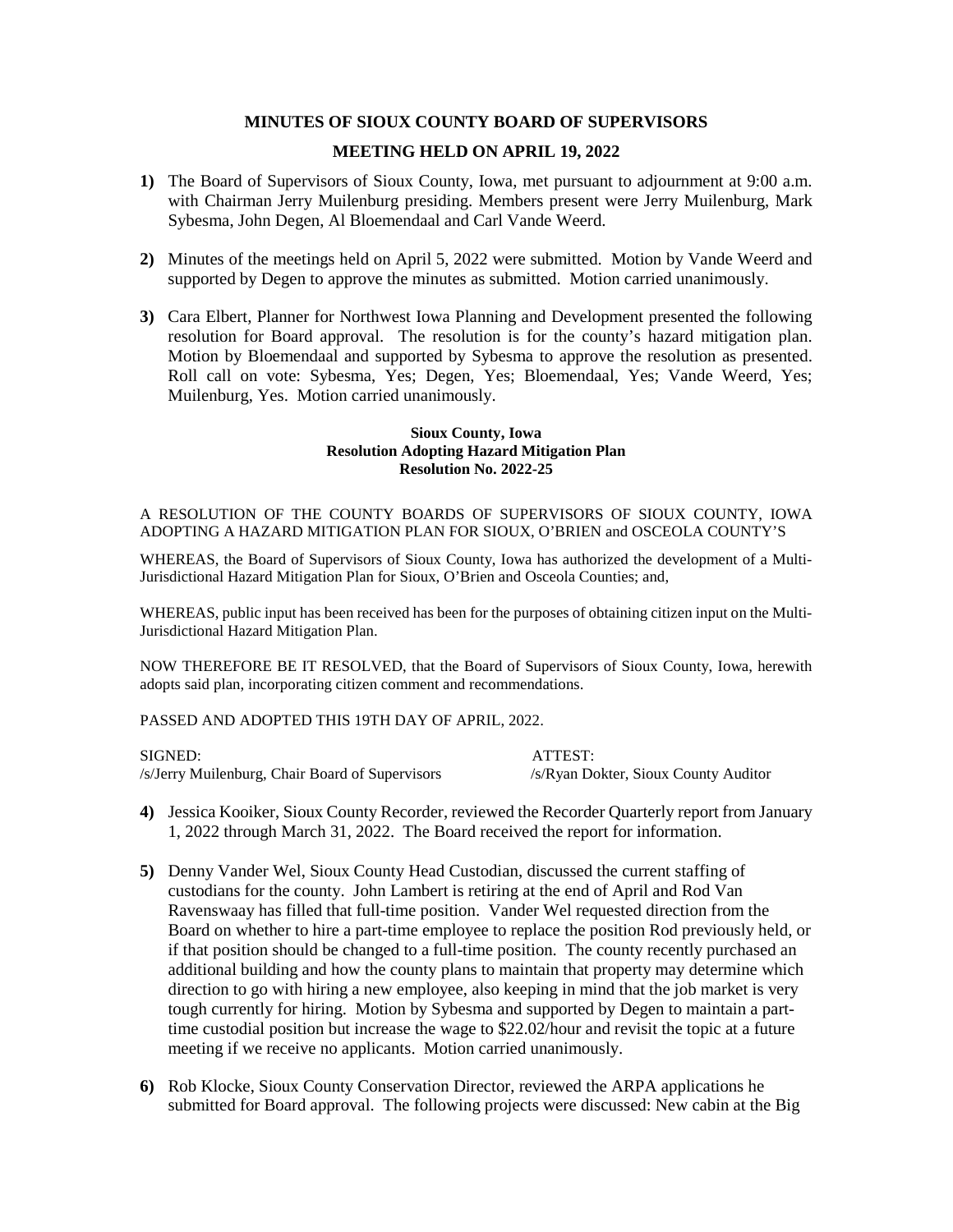# MINUTES OF SIOUX COUNTY BOARD OF SUPERVISORS

## MEETING HELD ON APRIL 19, 2022

**1)** The Board of Supervisors of Sioux County, Iowa, met pursuant to adjournment at 9:00 a.m. with Chairman Jerry Muilenburg presiding. Members present were Jerry Muilenburg, Mark Sybesma, John Degen, Al Bloemendaal and Carl Vande Weerd.

**2)** Minutes of the meetings held on April 5, 2022 were submitted. Motion by Vande Weerd and supported by Degen to approve the minutes as submitted. Motion carried unanimously.

**3)** Cara Elbert, Planner for Northwest Iowa Planning and Development presented the following resolution for Board approval. The resolution is for the county's hazard mitigation plan. Motion by Bloemendaal and supported by Sybesma to approve the resolution as presented. Roll call on vote: Sybesma, Yes; Degen, Yes; Bloemendaal, Yes; Vande Weerd, Yes; Muilenburg, Yes. Motion carried unanimously.

**Sioux County, Iowa**
**Resolution Adopting Hazard Mitigation Plan**
**Resolution No. 2022-25**

A RESOLUTION OF THE COUNTY BOARDS OF SUPERVISORS OF SIOUX COUNTY, IOWA ADOPTING A HAZARD MITIGATION PLAN FOR SIOUX, O'BRIEN and OSCEOLA COUNTY'S

WHEREAS, the Board of Supervisors of Sioux County, Iowa has authorized the development of a Multi-Jurisdictional Hazard Mitigation Plan for Sioux, O'Brien and Osceola Counties; and,

WHEREAS, public input has been received has been for the purposes of obtaining citizen input on the Multi-Jurisdictional Hazard Mitigation Plan.

NOW THEREFORE BE IT RESOLVED, that the Board of Supervisors of Sioux County, Iowa, herewith adopts said plan, incorporating citizen comment and recommendations.

PASSED AND ADOPTED THIS 19TH DAY OF APRIL, 2022.

SIGNED: /s/Jerry Muilenburg, Chair Board of Supervisors

ATTEST: /s/Ryan Dokter, Sioux County Auditor

**4)** Jessica Kooiker, Sioux County Recorder, reviewed the Recorder Quarterly report from January 1, 2022 through March 31, 2022. The Board received the report for information.

**5)** Denny Vander Wel, Sioux County Head Custodian, discussed the current staffing of custodians for the county. John Lambert is retiring at the end of April and Rod Van Ravenswaay has filled that full-time position. Vander Wel requested direction from the Board on whether to hire a part-time employee to replace the position Rod previously held, or if that position should be changed to a full-time position. The county recently purchased an additional building and how the county plans to maintain that property may determine which direction to go with hiring a new employee, also keeping in mind that the job market is very tough currently for hiring. Motion by Sybesma and supported by Degen to maintain a part-time custodial position but increase the wage to $22.02/hour and revisit the topic at a future meeting if we receive no applicants. Motion carried unanimously.

**6)** Rob Klocke, Sioux County Conservation Director, reviewed the ARPA applications he submitted for Board approval. The following projects were discussed: New cabin at the Big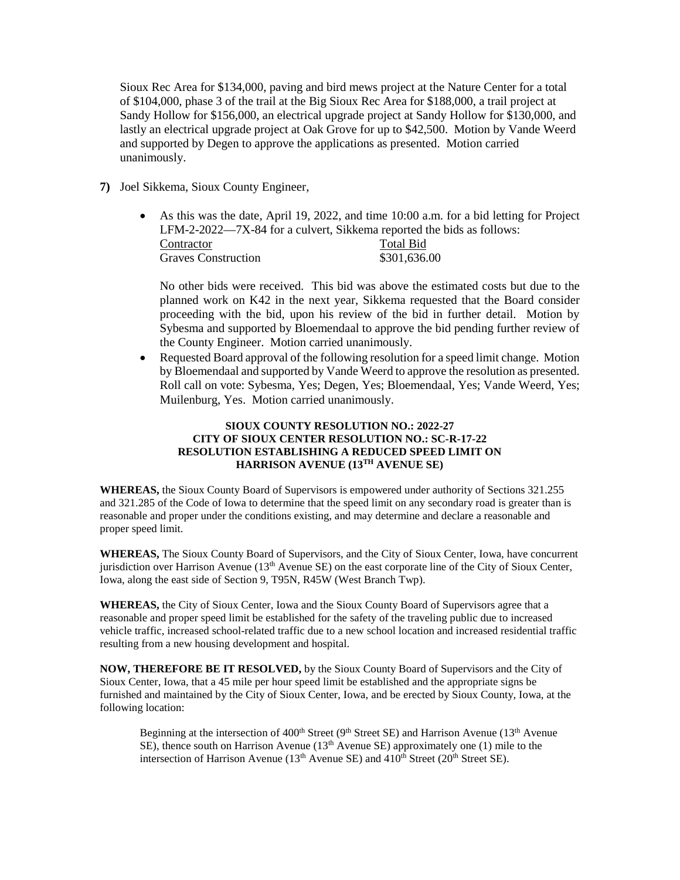Sioux Rec Area for $134,000, paving and bird mews project at the Nature Center for a total of $104,000, phase 3 of the trail at the Big Sioux Rec Area for $188,000, a trail project at Sandy Hollow for $156,000, an electrical upgrade project at Sandy Hollow for $130,000, and lastly an electrical upgrade project at Oak Grove for up to $42,500. Motion by Vande Weerd and supported by Degen to approve the applications as presented. Motion carried unanimously.

**7)** Joel Sikkema, Sioux County Engineer,

- As this was the date, April 19, 2022, and time 10:00 a.m. for a bid letting for Project LFM-2-2022—7X-84 for a culvert, Sikkema reported the bids as follows:

| Contractor | Total Bid |
|---|---|
| Graves Construction | $301,636.00 |

  No other bids were received. This bid was above the estimated costs but due to the planned work on K42 in the next year, Sikkema requested that the Board consider proceeding with the bid, upon his review of the bid in further detail. Motion by Sybesma and supported by Bloemendaal to approve the bid pending further review of the County Engineer. Motion carried unanimously.

- Requested Board approval of the following resolution for a speed limit change. Motion by Bloemendaal and supported by Vande Weerd to approve the resolution as presented. Roll call on vote: Sybesma, Yes; Degen, Yes; Bloemendaal, Yes; Vande Weerd, Yes; Muilenburg, Yes. Motion carried unanimously.

**SIOUX COUNTY RESOLUTION NO.: 2022-27**
**CITY OF SIOUX CENTER RESOLUTION NO.: SC-R-17-22**
**RESOLUTION ESTABLISHING A REDUCED SPEED LIMIT ON HARRISON AVENUE (13TH AVENUE SE)**

**WHEREAS,** the Sioux County Board of Supervisors is empowered under authority of Sections 321.255 and 321.285 of the Code of Iowa to determine that the speed limit on any secondary road is greater than is reasonable and proper under the conditions existing, and may determine and declare a reasonable and proper speed limit.

**WHEREAS,** The Sioux County Board of Supervisors, and the City of Sioux Center, Iowa, have concurrent jurisdiction over Harrison Avenue (13th Avenue SE) on the east corporate line of the City of Sioux Center, Iowa, along the east side of Section 9, T95N, R45W (West Branch Twp).

**WHEREAS,** the City of Sioux Center, Iowa and the Sioux County Board of Supervisors agree that a reasonable and proper speed limit be established for the safety of the traveling public due to increased vehicle traffic, increased school-related traffic due to a new school location and increased residential traffic resulting from a new housing development and hospital.

**NOW, THEREFORE BE IT RESOLVED,** by the Sioux County Board of Supervisors and the City of Sioux Center, Iowa, that a 45 mile per hour speed limit be established and the appropriate signs be furnished and maintained by the City of Sioux Center, Iowa, and be erected by Sioux County, Iowa, at the following location:

> Beginning at the intersection of 400th Street (9th Street SE) and Harrison Avenue (13th Avenue SE), thence south on Harrison Avenue (13th Avenue SE) approximately one (1) mile to the intersection of Harrison Avenue (13th Avenue SE) and 410th Street (20th Street SE).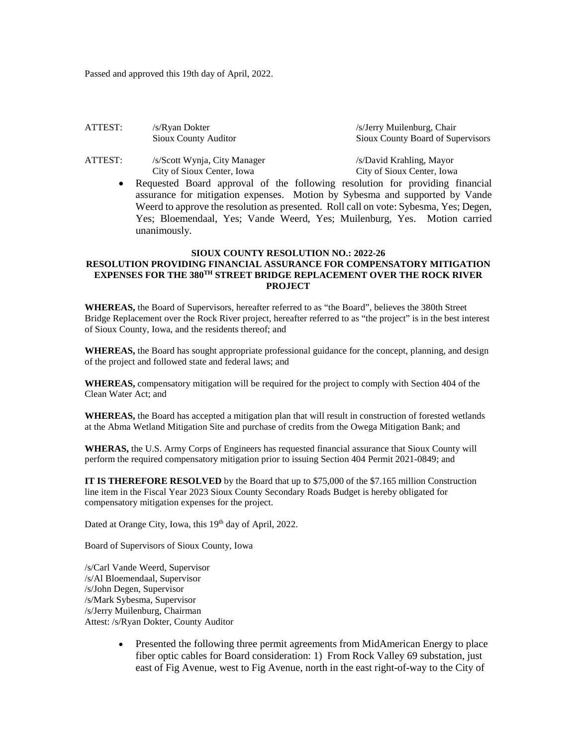Passed and approved this 19th day of April, 2022.

| ATTEST: | /s/Ryan Dokter<br>Sioux County Auditor | /s/Jerry Muilenburg, Chair<br>Sioux County Board of Supervisors |
| --- | --- | --- |
| ATTEST: | /s/Scott Wynja, City Manager<br>City of Sioux Center, Iowa | /s/David Krahling, Mayor<br>City of Sioux Center, Iowa |

- Requested Board approval of the following resolution for providing financial assurance for mitigation expenses. Motion by Sybesma and supported by Vande Weerd to approve the resolution as presented. Roll call on vote: Sybesma, Yes; Degen, Yes; Bloemendaal, Yes; Vande Weerd, Yes; Muilenburg, Yes. Motion carried unanimously.

**SIOUX COUNTY RESOLUTION NO.: 2022-26**
**RESOLUTION PROVIDING FINANCIAL ASSURANCE FOR COMPENSATORY MITIGATION EXPENSES FOR THE 380TH STREET BRIDGE REPLACEMENT OVER THE ROCK RIVER PROJECT**

**WHEREAS,** the Board of Supervisors, hereafter referred to as "the Board", believes the 380th Street Bridge Replacement over the Rock River project, hereafter referred to as "the project" is in the best interest of Sioux County, Iowa, and the residents thereof; and

**WHEREAS,** the Board has sought appropriate professional guidance for the concept, planning, and design of the project and followed state and federal laws; and

**WHEREAS,** compensatory mitigation will be required for the project to comply with Section 404 of the Clean Water Act; and

**WHEREAS,** the Board has accepted a mitigation plan that will result in construction of forested wetlands at the Abma Wetland Mitigation Site and purchase of credits from the Owega Mitigation Bank; and

**WHERAS,** the U.S. Army Corps of Engineers has requested financial assurance that Sioux County will perform the required compensatory mitigation prior to issuing Section 404 Permit 2021-0849; and

**IT IS THEREFORE RESOLVED** by the Board that up to $75,000 of the $7.165 million Construction line item in the Fiscal Year 2023 Sioux County Secondary Roads Budget is hereby obligated for compensatory mitigation expenses for the project.

Dated at Orange City, Iowa, this 19th day of April, 2022.

Board of Supervisors of Sioux County, Iowa

/s/Carl Vande Weerd, Supervisor
/s/Al Bloemendaal, Supervisor
/s/John Degen, Supervisor
/s/Mark Sybesma, Supervisor
/s/Jerry Muilenburg, Chairman
Attest: /s/Ryan Dokter, County Auditor

- Presented the following three permit agreements from MidAmerican Energy to place fiber optic cables for Board consideration: 1) From Rock Valley 69 substation, just east of Fig Avenue, west to Fig Avenue, north in the east right-of-way to the City of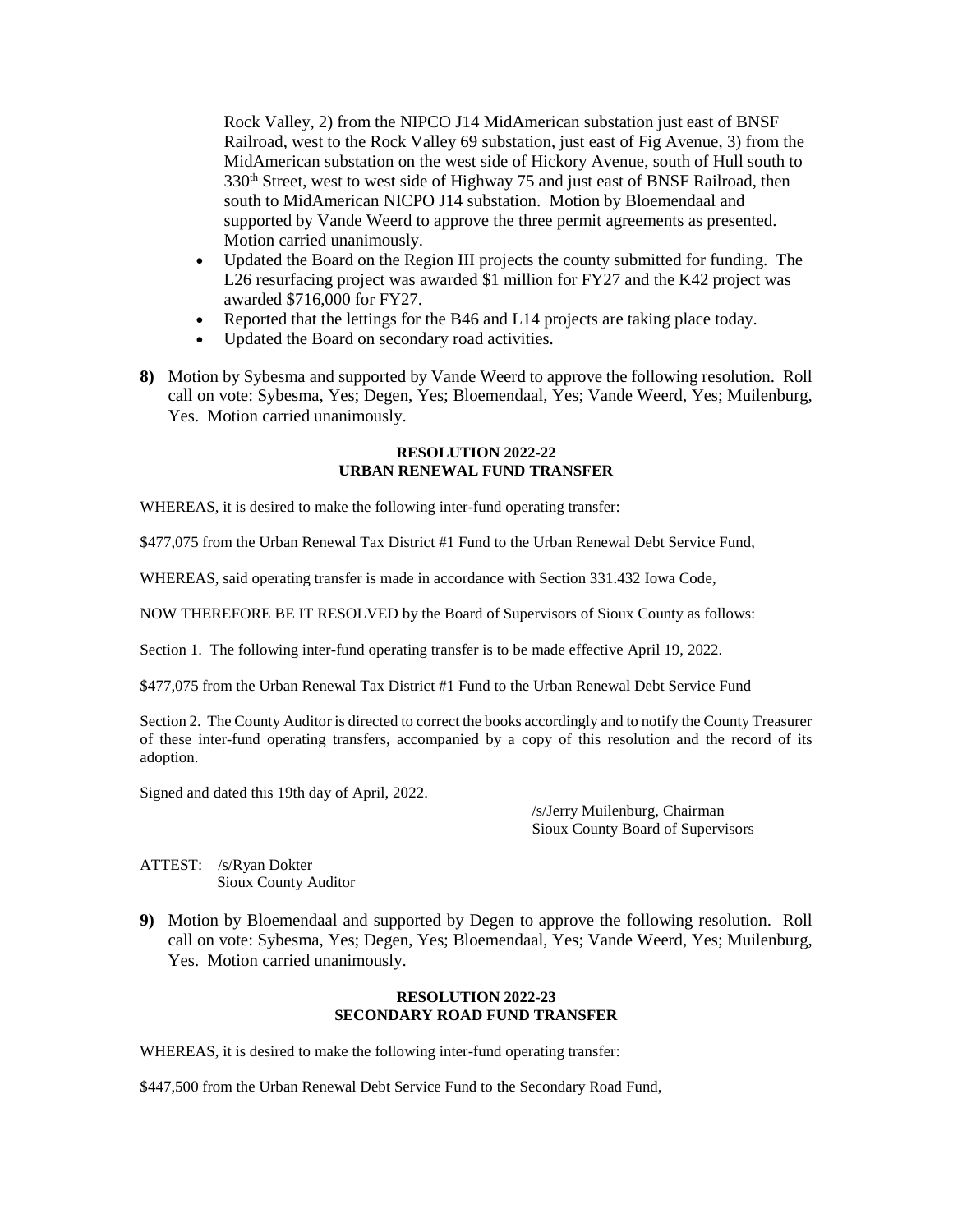Rock Valley, 2) from the NIPCO J14 MidAmerican substation just east of BNSF Railroad, west to the Rock Valley 69 substation, just east of Fig Avenue, 3) from the MidAmerican substation on the west side of Hickory Avenue, south of Hull south to 330th Street, west to west side of Highway 75 and just east of BNSF Railroad, then south to MidAmerican NICPO J14 substation. Motion by Bloemendaal and supported by Vande Weerd to approve the three permit agreements as presented. Motion carried unanimously.

- Updated the Board on the Region III projects the county submitted for funding. The L26 resurfacing project was awarded $1 million for FY27 and the K42 project was awarded $716,000 for FY27.
- Reported that the lettings for the B46 and L14 projects are taking place today.
- Updated the Board on secondary road activities.

**8)** Motion by Sybesma and supported by Vande Weerd to approve the following resolution. Roll call on vote: Sybesma, Yes; Degen, Yes; Bloemendaal, Yes; Vande Weerd, Yes; Muilenburg, Yes. Motion carried unanimously.

**RESOLUTION 2022-22**
**URBAN RENEWAL FUND TRANSFER**

WHEREAS, it is desired to make the following inter-fund operating transfer:

$477,075 from the Urban Renewal Tax District #1 Fund to the Urban Renewal Debt Service Fund,

WHEREAS, said operating transfer is made in accordance with Section 331.432 Iowa Code,

NOW THEREFORE BE IT RESOLVED by the Board of Supervisors of Sioux County as follows:

Section 1. The following inter-fund operating transfer is to be made effective April 19, 2022.

$477,075 from the Urban Renewal Tax District #1 Fund to the Urban Renewal Debt Service Fund

Section 2. The County Auditor is directed to correct the books accordingly and to notify the County Treasurer of these inter-fund operating transfers, accompanied by a copy of this resolution and the record of its adoption.

Signed and dated this 19th day of April, 2022.

/s/Jerry Muilenburg, Chairman
Sioux County Board of Supervisors

ATTEST: /s/Ryan Dokter
Sioux County Auditor

**9)** Motion by Bloemendaal and supported by Degen to approve the following resolution. Roll call on vote: Sybesma, Yes; Degen, Yes; Bloemendaal, Yes; Vande Weerd, Yes; Muilenburg, Yes. Motion carried unanimously.

**RESOLUTION 2022-23**
**SECONDARY ROAD FUND TRANSFER**

WHEREAS, it is desired to make the following inter-fund operating transfer:

$447,500 from the Urban Renewal Debt Service Fund to the Secondary Road Fund,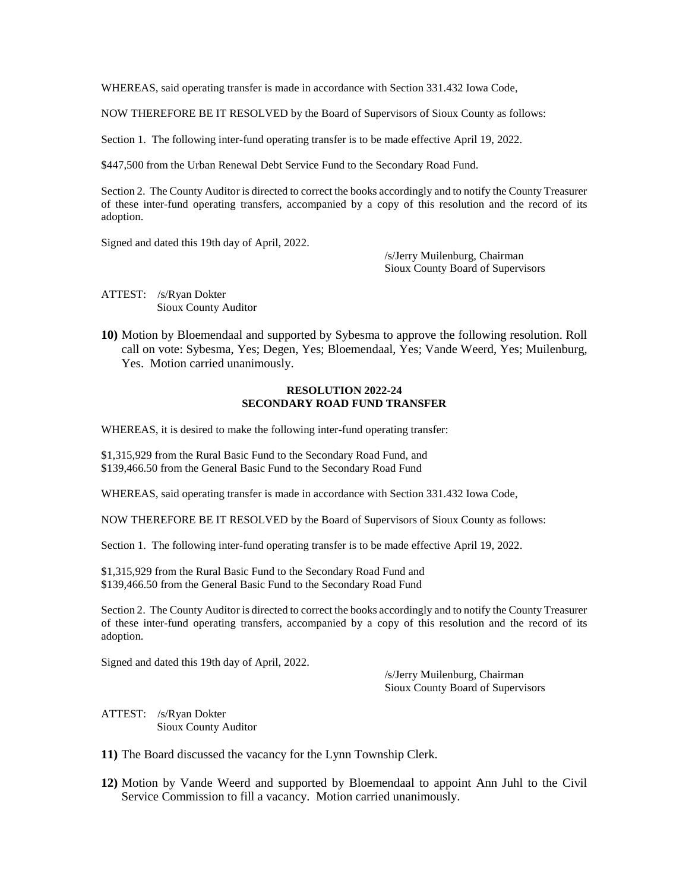WHEREAS, said operating transfer is made in accordance with Section 331.432 Iowa Code,

NOW THEREFORE BE IT RESOLVED by the Board of Supervisors of Sioux County as follows:

Section 1. The following inter-fund operating transfer is to be made effective April 19, 2022.

$447,500 from the Urban Renewal Debt Service Fund to the Secondary Road Fund.

Section 2. The County Auditor is directed to correct the books accordingly and to notify the County Treasurer of these inter-fund operating transfers, accompanied by a copy of this resolution and the record of its adoption.

Signed and dated this 19th day of April, 2022.

/s/Jerry Muilenburg, Chairman
Sioux County Board of Supervisors

ATTEST: /s/Ryan Dokter
Sioux County Auditor

**10)** Motion by Bloemendaal and supported by Sybesma to approve the following resolution. Roll call on vote: Sybesma, Yes; Degen, Yes; Bloemendaal, Yes; Vande Weerd, Yes; Muilenburg, Yes. Motion carried unanimously.

**RESOLUTION 2022-24**
**SECONDARY ROAD FUND TRANSFER**

WHEREAS, it is desired to make the following inter-fund operating transfer:

$1,315,929 from the Rural Basic Fund to the Secondary Road Fund, and
$139,466.50 from the General Basic Fund to the Secondary Road Fund

WHEREAS, said operating transfer is made in accordance with Section 331.432 Iowa Code,

NOW THEREFORE BE IT RESOLVED by the Board of Supervisors of Sioux County as follows:

Section 1. The following inter-fund operating transfer is to be made effective April 19, 2022.

$1,315,929 from the Rural Basic Fund to the Secondary Road Fund and
$139,466.50 from the General Basic Fund to the Secondary Road Fund

Section 2. The County Auditor is directed to correct the books accordingly and to notify the County Treasurer of these inter-fund operating transfers, accompanied by a copy of this resolution and the record of its adoption.

Signed and dated this 19th day of April, 2022.

/s/Jerry Muilenburg, Chairman
Sioux County Board of Supervisors

ATTEST: /s/Ryan Dokter
Sioux County Auditor

**11)** The Board discussed the vacancy for the Lynn Township Clerk.

**12)** Motion by Vande Weerd and supported by Bloemendaal to appoint Ann Juhl to the Civil Service Commission to fill a vacancy. Motion carried unanimously.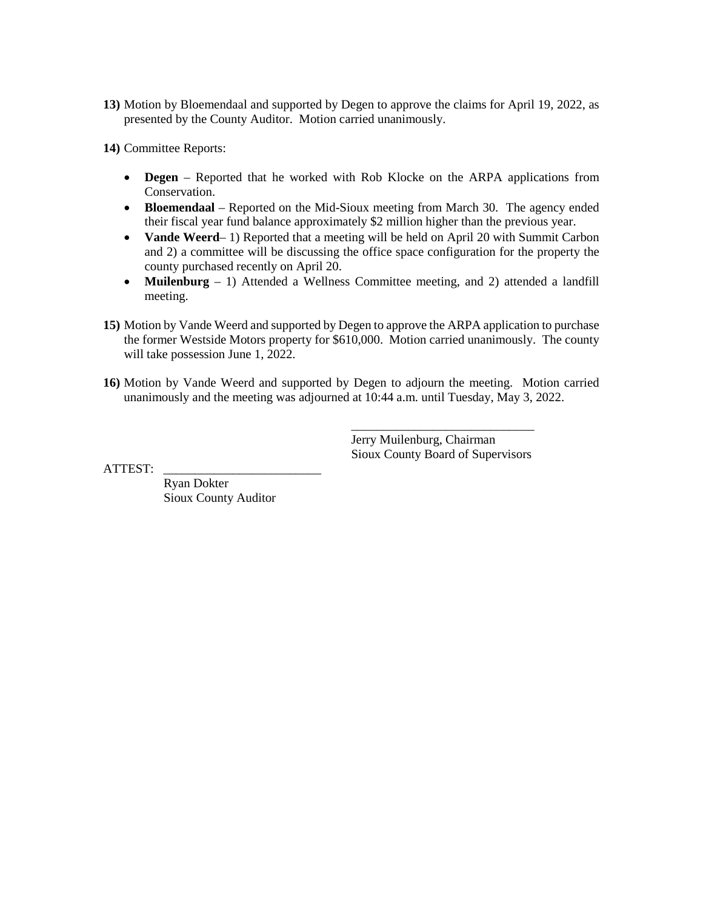**13)** Motion by Bloemendaal and supported by Degen to approve the claims for April 19, 2022, as presented by the County Auditor. Motion carried unanimously.

**14)** Committee Reports:

- **Degen** – Reported that he worked with Rob Klocke on the ARPA applications from Conservation.
- **Bloemendaal** – Reported on the Mid-Sioux meeting from March 30. The agency ended their fiscal year fund balance approximately $2 million higher than the previous year.
- **Vande Weerd**– 1) Reported that a meeting will be held on April 20 with Summit Carbon and 2) a committee will be discussing the office space configuration for the property the county purchased recently on April 20.
- **Muilenburg** – 1) Attended a Wellness Committee meeting, and 2) attended a landfill meeting.

**15)** Motion by Vande Weerd and supported by Degen to approve the ARPA application to purchase the former Westside Motors property for $610,000. Motion carried unanimously. The county will take possession June 1, 2022.

**16)** Motion by Vande Weerd and supported by Degen to adjourn the meeting. Motion carried unanimously and the meeting was adjourned at 10:44 a.m. until Tuesday, May 3, 2022.

\_\_\_\_\_\_\_\_\_\_\_\_\_\_\_\_\_\_\_\_\_\_\_\_\_\_\_\_\_\_
Jerry Muilenburg, Chairman
Sioux County Board of Supervisors

ATTEST: \_\_\_\_\_\_\_\_\_\_\_\_\_\_\_\_\_\_\_\_\_\_\_\_\_\_
Ryan Dokter
Sioux County Auditor